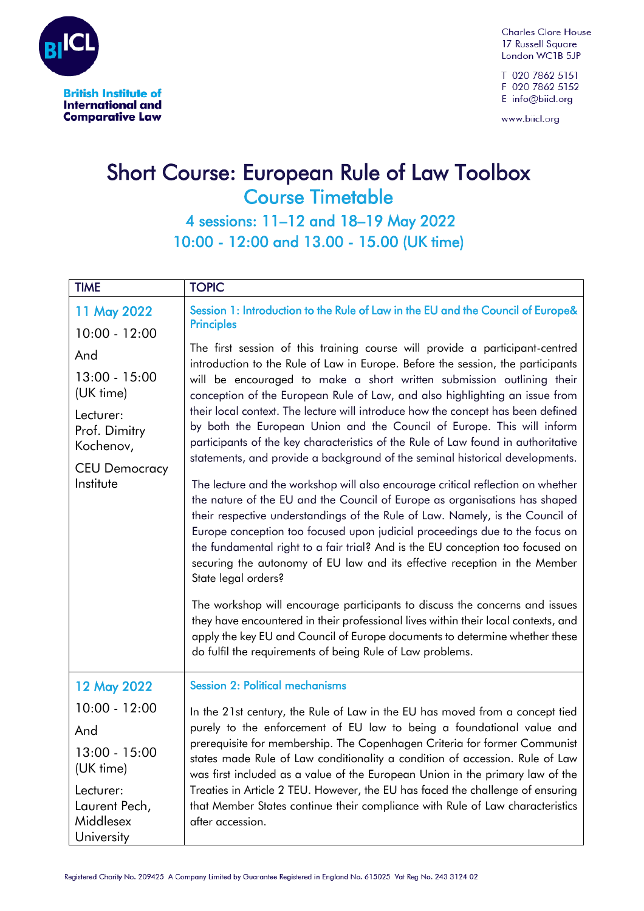British Institute of International and Comparative Law

Charles Clore House
17 Russell Square
London WC1B 5JP

T 020 7862 5151
F 020 7862 5152
E info@biicl.org

www.biicl.org

# Short Course: European Rule of Law Toolbox

## Course Timetable

### 4 sessions: 11–12 and 18–19 May 2022
### 10:00 - 12:00 and 13.00 - 15.00 (UK time)

| TIME | TOPIC |
|---|---|
| 11 May 2022<br><br>10:00 - 12:00<br><br>And<br><br>13:00 - 15:00 (UK time)<br><br>Lecturer: Prof. Dimitry Kochenov,<br><br>CEU Democracy Institute | **Session 1: Introduction to the Rule of Law in the EU and the Council of Europe& Principles**<br><br>The first session of this training course will provide a participant-centred introduction to the Rule of Law in Europe. Before the session, the participants will be encouraged to make a short written submission outlining their conception of the European Rule of Law, and also highlighting an issue from their local context. The lecture will introduce how the concept has been defined by both the European Union and the Council of Europe. This will inform participants of the key characteristics of the Rule of Law found in authoritative statements, and provide a background of the seminal historical developments.<br><br>The lecture and the workshop will also encourage critical reflection on whether the nature of the EU and the Council of Europe as organisations has shaped their respective understandings of the Rule of Law. Namely, is the Council of Europe conception too focused upon judicial proceedings due to the focus on the fundamental right to a fair trial? And is the EU conception too focused on securing the autonomy of EU law and its effective reception in the Member State legal orders?<br><br>The workshop will encourage participants to discuss the concerns and issues they have encountered in their professional lives within their local contexts, and apply the key EU and Council of Europe documents to determine whether these do fulfil the requirements of being Rule of Law problems. |
| 12 May 2022<br><br>10:00 - 12:00<br><br>And<br><br>13:00 - 15:00 (UK time)<br><br>Lecturer: Laurent Pech, Middlesex University | **Session 2: Political mechanisms**<br><br>In the 21st century, the Rule of Law in the EU has moved from a concept tied purely to the enforcement of EU law to being a foundational value and prerequisite for membership. The Copenhagen Criteria for former Communist states made Rule of Law conditionality a condition of accession. Rule of Law was first included as a value of the European Union in the primary law of the Treaties in Article 2 TEU. However, the EU has faced the challenge of ensuring that Member States continue their compliance with Rule of Law characteristics after accession. |

Registered Charity No. 209425 A Company Limited by Guarantee Registered in England No. 615025 Vat Reg No. 243 3124 02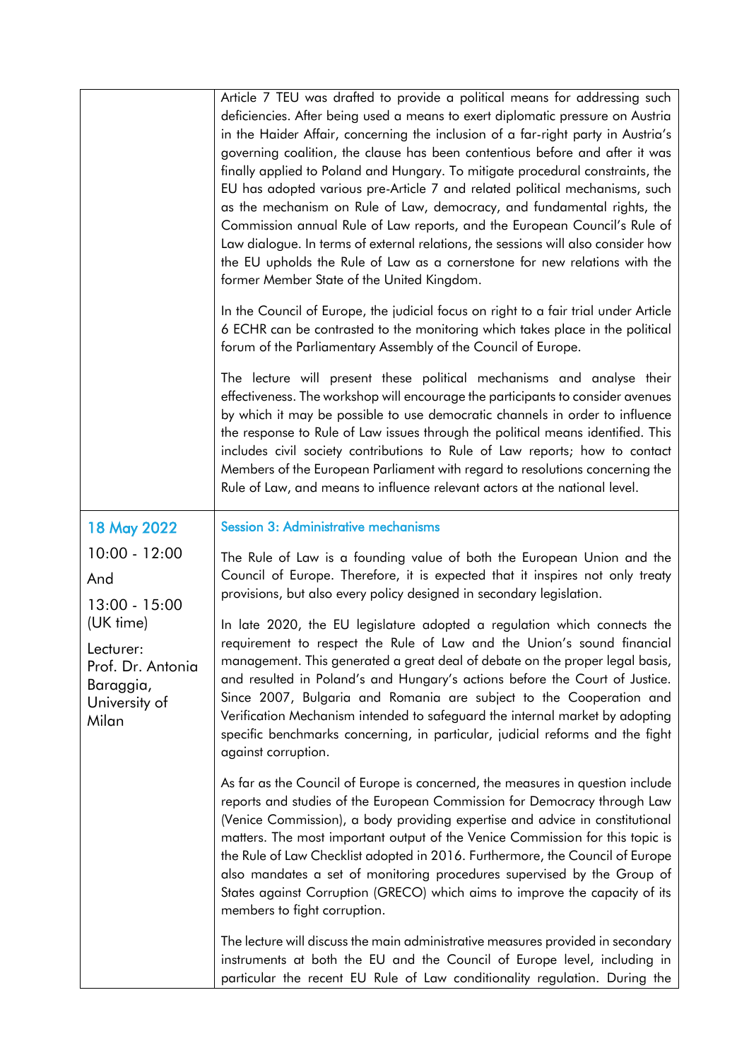| | |
|---|---|
| | Article 7 TEU was drafted to provide a political means for addressing such deficiencies. After being used a means to exert diplomatic pressure on Austria in the Haider Affair, concerning the inclusion of a far-right party in Austria's governing coalition, the clause has been contentious before and after it was finally applied to Poland and Hungary. To mitigate procedural constraints, the EU has adopted various pre-Article 7 and related political mechanisms, such as the mechanism on Rule of Law, democracy, and fundamental rights, the Commission annual Rule of Law reports, and the European Council's Rule of Law dialogue. In terms of external relations, the sessions will also consider how the EU upholds the Rule of Law as a cornerstone for new relations with the former Member State of the United Kingdom.<br><br>In the Council of Europe, the judicial focus on right to a fair trial under Article 6 ECHR can be contrasted to the monitoring which takes place in the political forum of the Parliamentary Assembly of the Council of Europe.<br><br>The lecture will present these political mechanisms and analyse their effectiveness. The workshop will encourage the participants to consider avenues by which it may be possible to use democratic channels in order to influence the response to Rule of Law issues through the political means identified. This includes civil society contributions to Rule of Law reports; how to contact Members of the European Parliament with regard to resolutions concerning the Rule of Law, and means to influence relevant actors at the national level. |
| **18 May 2022**<br><br>10:00 - 12:00<br><br>And<br><br>13:00 - 15:00 (UK time)<br><br>Lecturer: Prof. Dr. Antonia Baraggia, University of Milan | **Session 3: Administrative mechanisms**<br><br>The Rule of Law is a founding value of both the European Union and the Council of Europe. Therefore, it is expected that it inspires not only treaty provisions, but also every policy designed in secondary legislation.<br><br>In late 2020, the EU legislature adopted a regulation which connects the requirement to respect the Rule of Law and the Union's sound financial management. This generated a great deal of debate on the proper legal basis, and resulted in Poland's and Hungary's actions before the Court of Justice. Since 2007, Bulgaria and Romania are subject to the Cooperation and Verification Mechanism intended to safeguard the internal market by adopting specific benchmarks concerning, in particular, judicial reforms and the fight against corruption.<br><br>As far as the Council of Europe is concerned, the measures in question include reports and studies of the European Commission for Democracy through Law (Venice Commission), a body providing expertise and advice in constitutional matters. The most important output of the Venice Commission for this topic is the Rule of Law Checklist adopted in 2016. Furthermore, the Council of Europe also mandates a set of monitoring procedures supervised by the Group of States against Corruption (GRECO) which aims to improve the capacity of its members to fight corruption.<br><br>The lecture will discuss the main administrative measures provided in secondary instruments at both the EU and the Council of Europe level, including in particular the recent EU Rule of Law conditionality regulation. During the |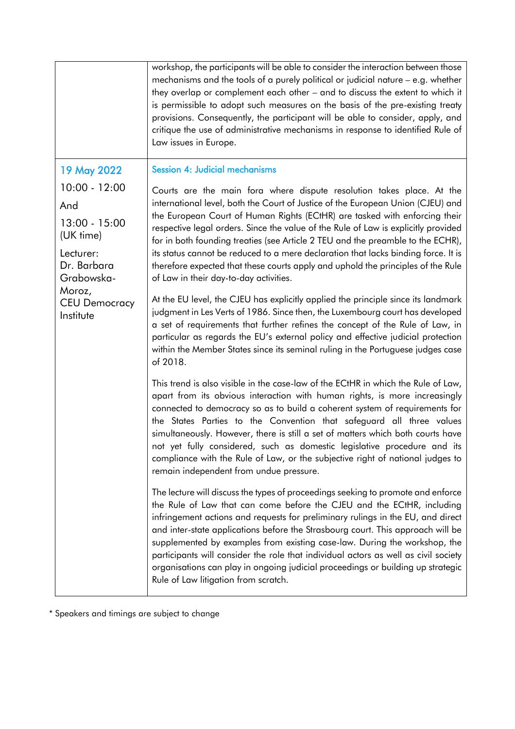| | |
|---|---|
| | workshop, the participants will be able to consider the interaction between those mechanisms and the tools of a purely political or judicial nature – e.g. whether they overlap or complement each other – and to discuss the extent to which it is permissible to adopt such measures on the basis of the pre-existing treaty provisions. Consequently, the participant will be able to consider, apply, and critique the use of administrative mechanisms in response to identified Rule of Law issues in Europe. |
| **19 May 2022**<br><br>10:00 - 12:00<br><br>And<br><br>13:00 - 15:00 (UK time)<br><br>Lecturer: Dr. Barbara Grabowska-Moroz, CEU Democracy Institute | **Session 4: Judicial mechanisms**<br><br>Courts are the main fora where dispute resolution takes place. At the international level, both the Court of Justice of the European Union (CJEU) and the European Court of Human Rights (ECtHR) are tasked with enforcing their respective legal orders. Since the value of the Rule of Law is explicitly provided for in both founding treaties (see Article 2 TEU and the preamble to the ECHR), its status cannot be reduced to a mere declaration that lacks binding force. It is therefore expected that these courts apply and uphold the principles of the Rule of Law in their day-to-day activities.<br><br>At the EU level, the CJEU has explicitly applied the principle since its landmark judgment in Les Verts of 1986. Since then, the Luxembourg court has developed a set of requirements that further refines the concept of the Rule of Law, in particular as regards the EU's external policy and effective judicial protection within the Member States since its seminal ruling in the Portuguese judges case of 2018.<br><br>This trend is also visible in the case-law of the ECtHR in which the Rule of Law, apart from its obvious interaction with human rights, is more increasingly connected to democracy so as to build a coherent system of requirements for the States Parties to the Convention that safeguard all three values simultaneously. However, there is still a set of matters which both courts have not yet fully considered, such as domestic legislative procedure and its compliance with the Rule of Law, or the subjective right of national judges to remain independent from undue pressure.<br><br>The lecture will discuss the types of proceedings seeking to promote and enforce the Rule of Law that can come before the CJEU and the ECtHR, including infringement actions and requests for preliminary rulings in the EU, and direct and inter-state applications before the Strasbourg court. This approach will be supplemented by examples from existing case-law. During the workshop, the participants will consider the role that individual actors as well as civil society organisations can play in ongoing judicial proceedings or building up strategic Rule of Law litigation from scratch. |

\* Speakers and timings are subject to change